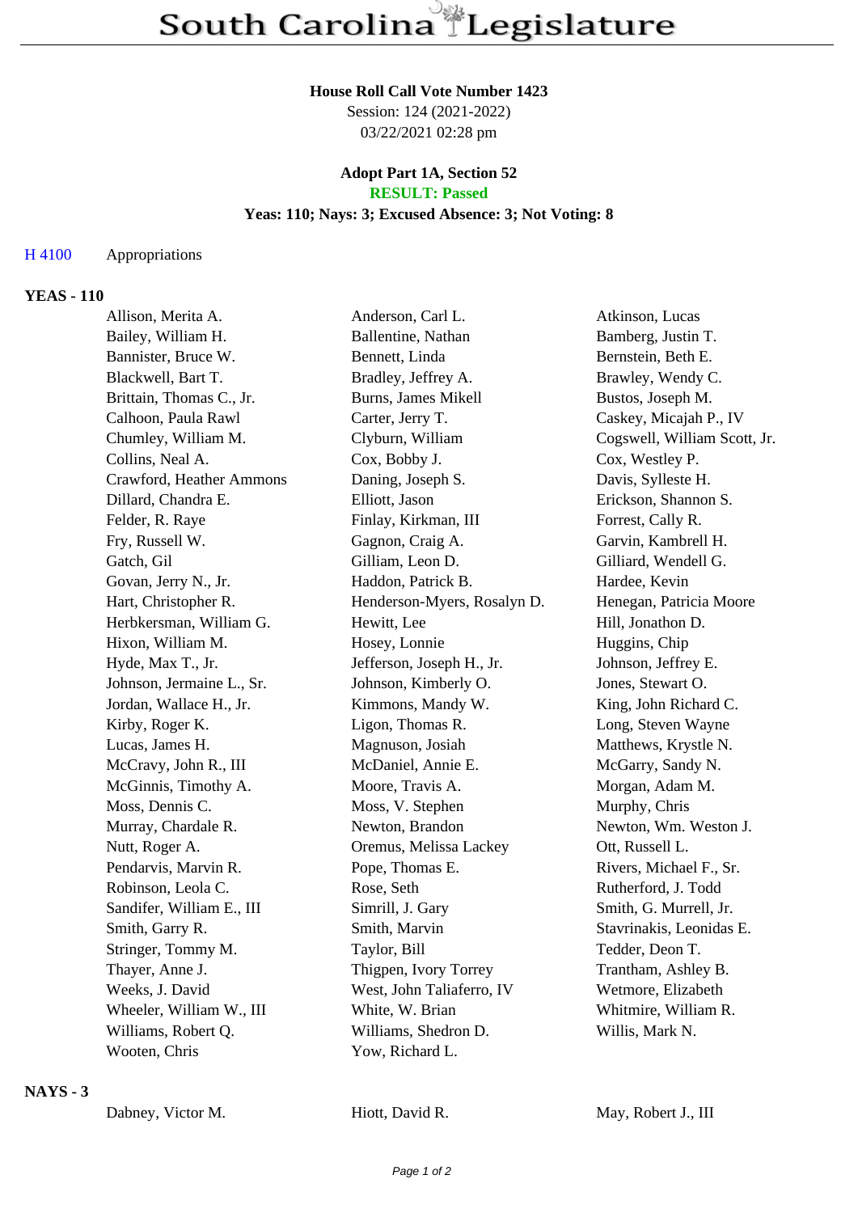# South Carolina Legislature

**House Roll Call Vote Number 1423**
Session: 124 (2021-2022)
03/22/2021 02:28 pm

**Adopt Part 1A, Section 52**
**RESULT: Passed**
**Yeas: 110; Nays: 3; Excused Absence: 3; Not Voting: 8**

H 4100 Appropriations

**YEAS - 110**

| | | |
|---|---|---|
| Allison, Merita A. | Anderson, Carl L. | Atkinson, Lucas |
| Bailey, William H. | Ballentine, Nathan | Bamberg, Justin T. |
| Bannister, Bruce W. | Bennett, Linda | Bernstein, Beth E. |
| Blackwell, Bart T. | Bradley, Jeffrey A. | Brawley, Wendy C. |
| Brittain, Thomas C., Jr. | Burns, James Mikell | Bustos, Joseph M. |
| Calhoon, Paula Rawl | Carter, Jerry T. | Caskey, Micajah P., IV |
| Chumley, William M. | Clyburn, William | Cogswell, William Scott, Jr. |
| Collins, Neal A. | Cox, Bobby J. | Cox, Westley P. |
| Crawford, Heather Ammons | Daning, Joseph S. | Davis, Sylleste H. |
| Dillard, Chandra E. | Elliott, Jason | Erickson, Shannon S. |
| Felder, R. Raye | Finlay, Kirkman, III | Forrest, Cally R. |
| Fry, Russell W. | Gagnon, Craig A. | Garvin, Kambrell H. |
| Gatch, Gil | Gilliam, Leon D. | Gilliard, Wendell G. |
| Govan, Jerry N., Jr. | Haddon, Patrick B. | Hardee, Kevin |
| Hart, Christopher R. | Henderson-Myers, Rosalyn D. | Henegan, Patricia Moore |
| Herbkersman, William G. | Hewitt, Lee | Hill, Jonathon D. |
| Hixon, William M. | Hosey, Lonnie | Huggins, Chip |
| Hyde, Max T., Jr. | Jefferson, Joseph H., Jr. | Johnson, Jeffrey E. |
| Johnson, Jermaine L., Sr. | Johnson, Kimberly O. | Jones, Stewart O. |
| Jordan, Wallace H., Jr. | Kimmons, Mandy W. | King, John Richard C. |
| Kirby, Roger K. | Ligon, Thomas R. | Long, Steven Wayne |
| Lucas, James H. | Magnuson, Josiah | Matthews, Krystle N. |
| McCravy, John R., III | McDaniel, Annie E. | McGarry, Sandy N. |
| McGinnis, Timothy A. | Moore, Travis A. | Morgan, Adam M. |
| Moss, Dennis C. | Moss, V. Stephen | Murphy, Chris |
| Murray, Chardale R. | Newton, Brandon | Newton, Wm. Weston J. |
| Nutt, Roger A. | Oremus, Melissa Lackey | Ott, Russell L. |
| Pendarvis, Marvin R. | Pope, Thomas E. | Rivers, Michael F., Sr. |
| Robinson, Leola C. | Rose, Seth | Rutherford, J. Todd |
| Sandifer, William E., III | Simrill, J. Gary | Smith, G. Murrell, Jr. |
| Smith, Garry R. | Smith, Marvin | Stavrinakis, Leonidas E. |
| Stringer, Tommy M. | Taylor, Bill | Tedder, Deon T. |
| Thayer, Anne J. | Thigpen, Ivory Torrey | Trantham, Ashley B. |
| Weeks, J. David | West, John Taliaferro, IV | Wetmore, Elizabeth |
| Wheeler, William W., III | White, W. Brian | Whitmire, William R. |
| Williams, Robert Q. | Williams, Shedron D. | Willis, Mark N. |
| Wooten, Chris | Yow, Richard L. | |

**NAYS - 3**

| | | |
|---|---|---|
| Dabney, Victor M. | Hiott, David R. | May, Robert J., III |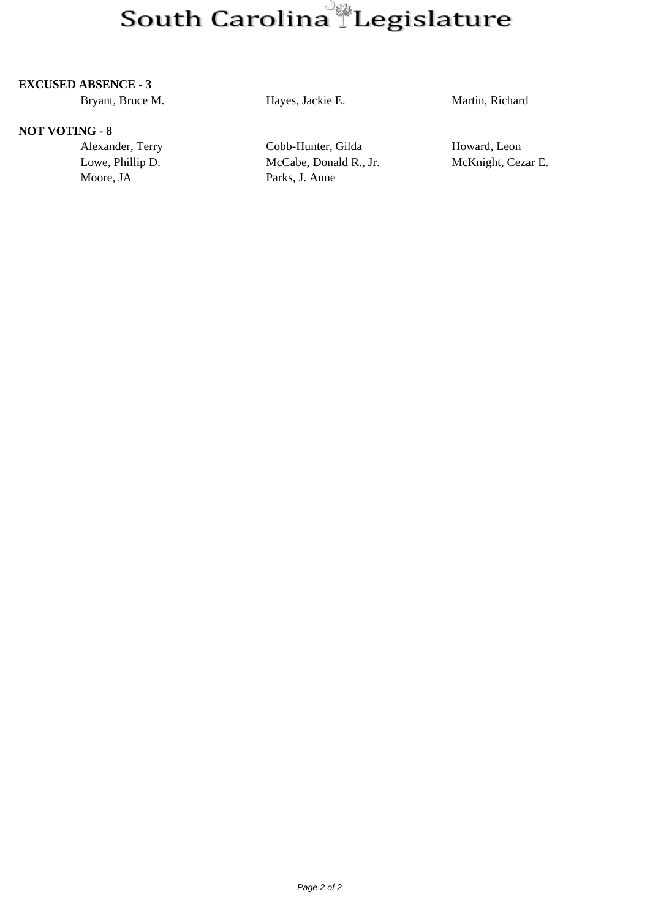**EXCUSED ABSENCE - 3**

| | | |
|---|---|---|
| Bryant, Bruce M. | Hayes, Jackie E. | Martin, Richard |

**NOT VOTING - 8**

| | | |
|---|---|---|
| Alexander, Terry | Cobb-Hunter, Gilda | Howard, Leon |
| Lowe, Phillip D. | McCabe, Donald R., Jr. | McKnight, Cezar E. |
| Moore, JA | Parks, J. Anne | |